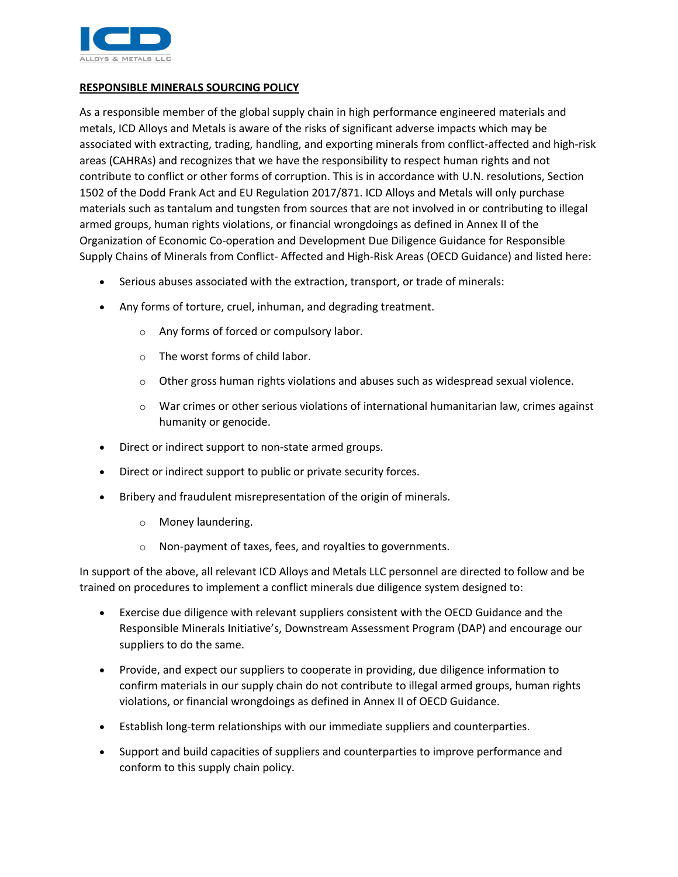**RESPONSIBLE MINERALS SOURCING POLICY**

As a responsible member of the global supply chain in high performance engineered materials and metals, ICD Alloys and Metals is aware of the risks of significant adverse impacts which may be associated with extracting, trading, handling, and exporting minerals from conflict-affected and high-risk areas (CAHRAs) and recognizes that we have the responsibility to respect human rights and not contribute to conflict or other forms of corruption. This is in accordance with U.N. resolutions, Section 1502 of the Dodd Frank Act and EU Regulation 2017/871. ICD Alloys and Metals will only purchase materials such as tantalum and tungsten from sources that are not involved in or contributing to illegal armed groups, human rights violations, or financial wrongdoings as defined in Annex II of the Organization of Economic Co-operation and Development Due Diligence Guidance for Responsible Supply Chains of Minerals from Conflict- Affected and High-Risk Areas (OECD Guidance) and listed here:

- Serious abuses associated with the extraction, transport, or trade of minerals:
- Any forms of torture, cruel, inhuman, and degrading treatment.
  - Any forms of forced or compulsory labor.
  - The worst forms of child labor.
  - Other gross human rights violations and abuses such as widespread sexual violence.
  - War crimes or other serious violations of international humanitarian law, crimes against humanity or genocide.
- Direct or indirect support to non-state armed groups.
- Direct or indirect support to public or private security forces.
- Bribery and fraudulent misrepresentation of the origin of minerals.
  - Money laundering.
  - Non-payment of taxes, fees, and royalties to governments.

In support of the above, all relevant ICD Alloys and Metals LLC personnel are directed to follow and be trained on procedures to implement a conflict minerals due diligence system designed to:

- Exercise due diligence with relevant suppliers consistent with the OECD Guidance and the Responsible Minerals Initiative's, Downstream Assessment Program (DAP) and encourage our suppliers to do the same.
- Provide, and expect our suppliers to cooperate in providing, due diligence information to confirm materials in our supply chain do not contribute to illegal armed groups, human rights violations, or financial wrongdoings as defined in Annex II of OECD Guidance.
- Establish long-term relationships with our immediate suppliers and counterparties.
- Support and build capacities of suppliers and counterparties to improve performance and conform to this supply chain policy.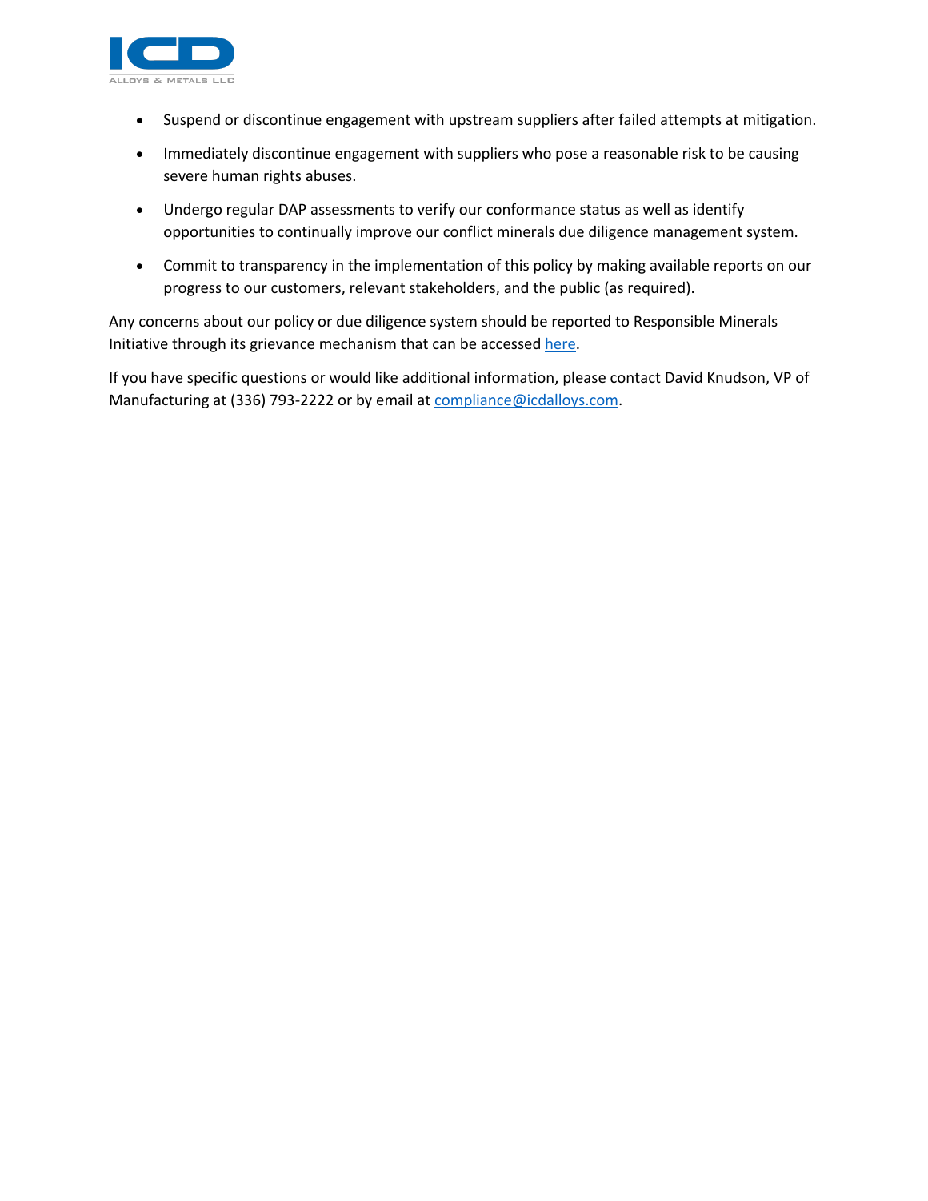- Suspend or discontinue engagement with upstream suppliers after failed attempts at mitigation.
- Immediately discontinue engagement with suppliers who pose a reasonable risk to be causing severe human rights abuses.
- Undergo regular DAP assessments to verify our conformance status as well as identify opportunities to continually improve our conflict minerals due diligence management system.
- Commit to transparency in the implementation of this policy by making available reports on our progress to our customers, relevant stakeholders, and the public (as required).

Any concerns about our policy or due diligence system should be reported to Responsible Minerals Initiative through its grievance mechanism that can be accessed here.

If you have specific questions or would like additional information, please contact David Knudson, VP of Manufacturing at (336) 793-2222 or by email at compliance@icdalloys.com.